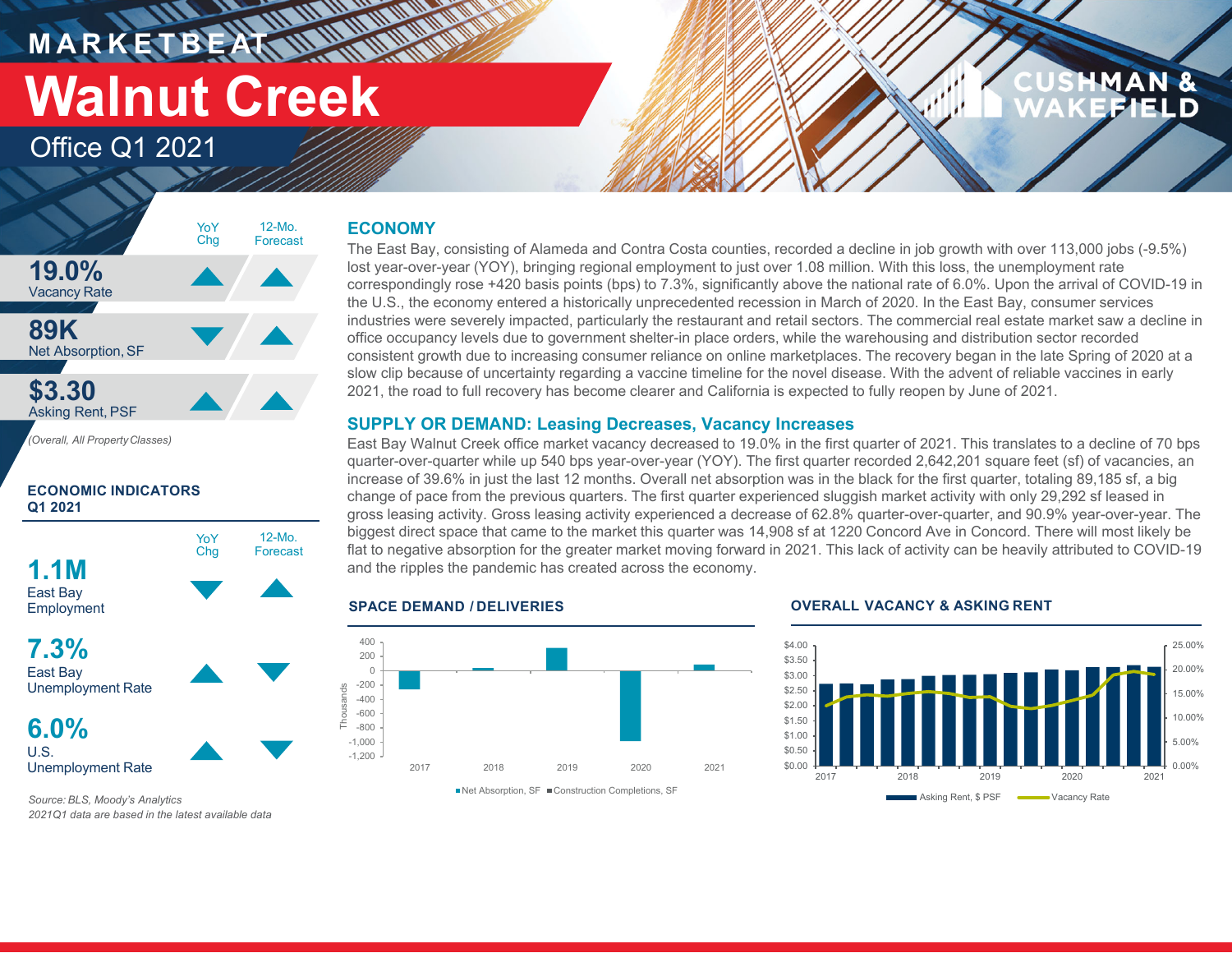# MARKETBEAT

# Walnut Creek

## Office Q1 2021

| | YoY Chg | 12-Mo. Forecast |
|---|---|---|
| **19.0%** Vacancy Rate | ▲ | ▲ |
| **89K** Net Absorption, SF | ▼ | ▲ |
| **$3.30** Asking Rent, PSF | ▲ | ▲ |

*(Overall, All Property Classes)*

### ECONOMIC INDICATORS Q1 2021

| | YoY Chg | 12-Mo. Forecast |
|---|---|---|
| **1.1M** East Bay Employment | ▼ | ▲ |
| **7.3%** East Bay Unemployment Rate | ▲ | ▼ |
| **6.0%** U.S. Unemployment Rate | ▲ | ▼ |

*Source: BLS, Moody's Analytics*
*2021Q1 data are based in the latest available data*

## ECONOMY

The East Bay, consisting of Alameda and Contra Costa counties, recorded a decline in job growth with over 113,000 jobs (-9.5%) lost year-over-year (YOY), bringing regional employment to just over 1.08 million. With this loss, the unemployment rate correspondingly rose +420 basis points (bps) to 7.3%, significantly above the national rate of 6.0%. Upon the arrival of COVID-19 in the U.S., the economy entered a historically unprecedented recession in March of 2020. In the East Bay, consumer services industries were severely impacted, particularly the restaurant and retail sectors. The commercial real estate market saw a decline in office occupancy levels due to government shelter-in place orders, while the warehousing and distribution sector recorded consistent growth due to increasing consumer reliance on online marketplaces. The recovery began in the late Spring of 2020 at a slow clip because of uncertainty regarding a vaccine timeline for the novel disease. With the advent of reliable vaccines in early 2021, the road to full recovery has become clearer and California is expected to fully reopen by June of 2021.

## SUPPLY OR DEMAND: Leasing Decreases, Vacancy Increases

East Bay Walnut Creek office market vacancy decreased to 19.0% in the first quarter of 2021. This translates to a decline of 70 bps quarter-over-quarter while up 540 bps year-over-year (YOY). The first quarter recorded 2,642,201 square feet (sf) of vacancies, an increase of 39.6% in just the last 12 months. Overall net absorption was in the black for the first quarter, totaling 89,185 sf, a big change of pace from the previous quarters. The first quarter experienced sluggish market activity with only 29,292 sf leased in gross leasing activity. Gross leasing activity experienced a decrease of 62.8% quarter-over-quarter, and 90.9% year-over-year. The biggest direct space that came to the market this quarter was 14,908 sf at 1220 Concord Ave in Concord. There will most likely be flat to negative absorption for the greater market moving forward in 2021. This lack of activity can be heavily attributed to COVID-19 and the ripples the pandemic has created across the economy.

### SPACE DEMAND / DELIVERIES

Net Absorption, SF | Construction Completions, SF (Thousands; 2017–2021)

### OVERALL VACANCY & ASKING RENT

Asking Rent, $ PSF | Vacancy Rate (2017–2021)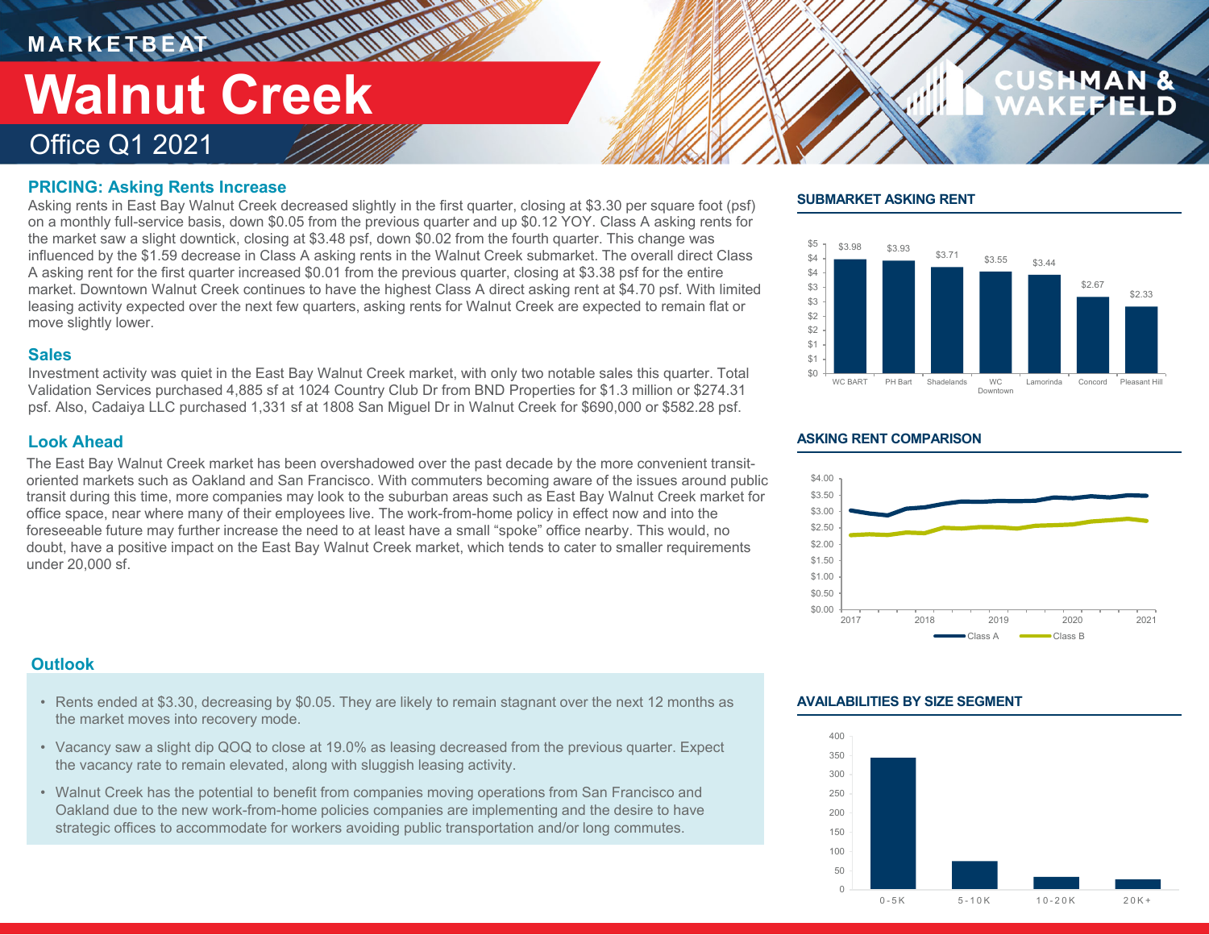MARKETBEAT

# Walnut Creek

Office Q1 2021

## PRICING: Asking Rents Increase

Asking rents in East Bay Walnut Creek decreased slightly in the first quarter, closing at $3.30 per square foot (psf) on a monthly full-service basis, down $0.05 from the previous quarter and up $0.12 YOY. Class A asking rents for the market saw a slight downtick, closing at $3.48 psf, down $0.02 from the fourth quarter. This change was influenced by the $1.59 decrease in Class A asking rents in the Walnut Creek submarket. The overall direct Class A asking rent for the first quarter increased $0.01 from the previous quarter, closing at $3.38 psf for the entire market. Downtown Walnut Creek continues to have the highest Class A direct asking rent at $4.70 psf. With limited leasing activity expected over the next few quarters, asking rents for Walnut Creek are expected to remain flat or move slightly lower.

## Sales

Investment activity was quiet in the East Bay Walnut Creek market, with only two notable sales this quarter. Total Validation Services purchased 4,885 sf at 1024 Country Club Dr from BND Properties for $1.3 million or $274.31 psf. Also, Cadaiya LLC purchased 1,331 sf at 1808 San Miguel Dr in Walnut Creek for $690,000 or $582.28 psf.

## Look Ahead

The East Bay Walnut Creek market has been overshadowed over the past decade by the more convenient transit-oriented markets such as Oakland and San Francisco. With commuters becoming aware of the issues around public transit during this time, more companies may look to the suburban areas such as East Bay Walnut Creek market for office space, near where many of their employees live. The work-from-home policy in effect now and into the foreseeable future may further increase the need to at least have a small "spoke" office nearby. This would, no doubt, have a positive impact on the East Bay Walnut Creek market, which tends to cater to smaller requirements under 20,000 sf.

## Outlook

- Rents ended at $3.30, decreasing by $0.05. They are likely to remain stagnant over the next 12 months as the market moves into recovery mode.
- Vacancy saw a slight dip QOQ to close at 19.0% as leasing decreased from the previous quarter. Expect the vacancy rate to remain elevated, along with sluggish leasing activity.
- Walnut Creek has the potential to benefit from companies moving operations from San Francisco and Oakland due to the new work-from-home policies companies are implementing and the desire to have strategic offices to accommodate for workers avoiding public transportation and/or long commutes.

## SUBMARKET ASKING RENT

| Submarket | Asking Rent |
|---|---|
| WC BART | $3.98 |
| PH Bart | $3.93 |
| Shadelands | $3.71 |
| WC Downtown | $3.55 |
| Lamorinda | $3.44 |
| Concord | $2.67 |
| Pleasant Hill | $2.33 |

## ASKING RENT COMPARISON

(Line chart, 2017–2021, Class A and Class B; y-axis $0.00–$4.00)

## AVAILABILITIES BY SIZE SEGMENT

(Bar chart; y-axis 0–400; categories: 0-5K, 5-10K, 10-20K, 20K+)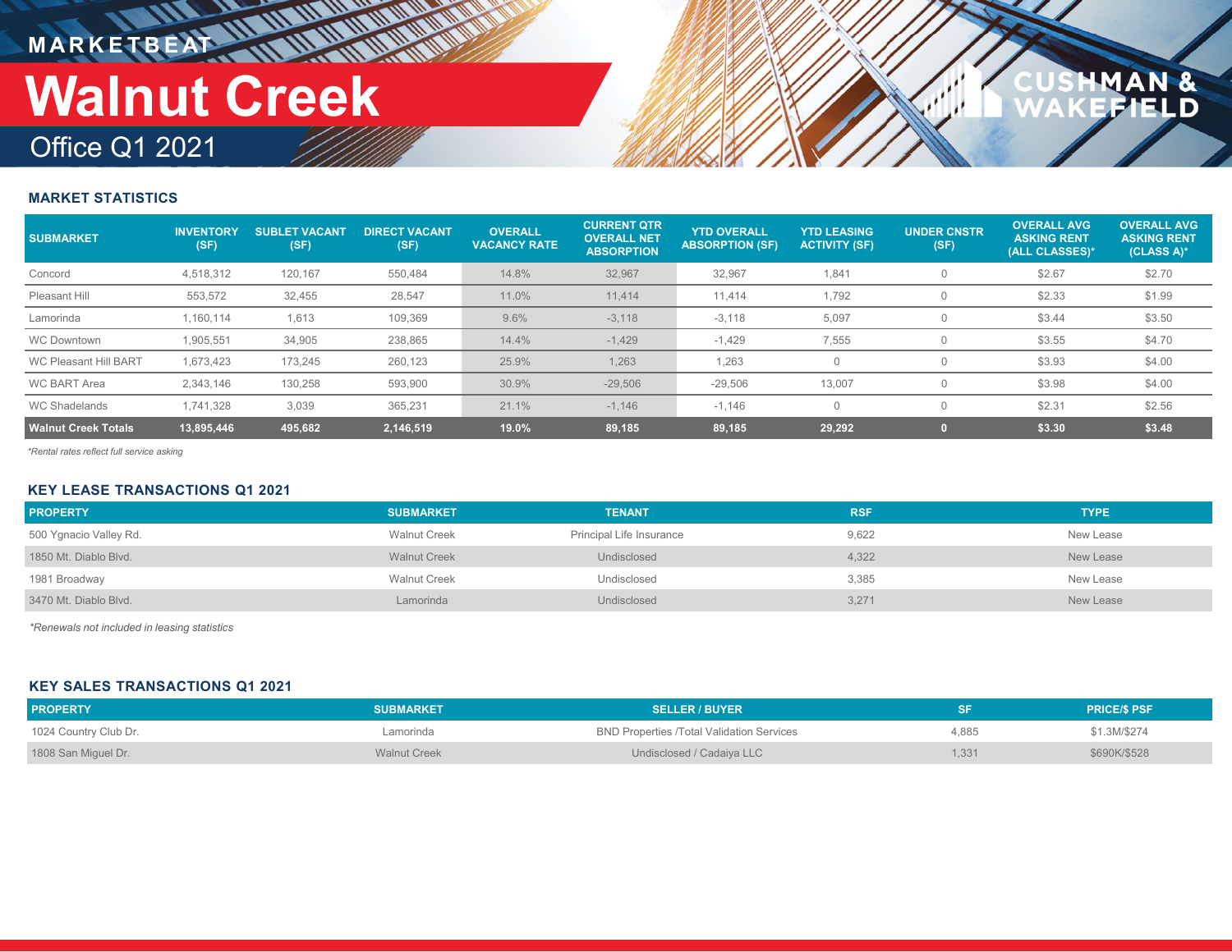MARKETBEAT

# Walnut Creek

## Office Q1 2021

### MARKET STATISTICS

| SUBMARKET | INVENTORY (SF) | SUBLET VACANT (SF) | DIRECT VACANT (SF) | OVERALL VACANCY RATE | CURRENT QTR OVERALL NET ABSORPTION | YTD OVERALL ABSORPTION (SF) | YTD LEASING ACTIVITY (SF) | UNDER CNSTR (SF) | OVERALL AVG ASKING RENT (ALL CLASSES)* | OVERALL AVG ASKING RENT (CLASS A)* |
|---|---|---|---|---|---|---|---|---|---|---|
| Concord | 4,518,312 | 120,167 | 550,484 | 14.8% | 32,967 | 32,967 | 1,841 | 0 | $2.67 | $2.70 |
| Pleasant Hill | 553,572 | 32,455 | 28,547 | 11.0% | 11,414 | 11,414 | 1,792 | 0 | $2.33 | $1.99 |
| Lamorinda | 1,160,114 | 1,613 | 109,369 | 9.6% | -3,118 | -3,118 | 5,097 | 0 | $3.44 | $3.50 |
| WC Downtown | 1,905,551 | 34,905 | 238,865 | 14.4% | -1,429 | -1,429 | 7,555 | 0 | $3.55 | $4.70 |
| WC Pleasant Hill BART | 1,673,423 | 173,245 | 260,123 | 25.9% | 1,263 | 1,263 | 0 | 0 | $3.93 | $4.00 |
| WC BART Area | 2,343,146 | 130,258 | 593,900 | 30.9% | -29,506 | -29,506 | 13,007 | 0 | $3.98 | $4.00 |
| WC Shadelands | 1,741,328 | 3,039 | 365,231 | 21.1% | -1,146 | -1,146 | 0 | 0 | $2.31 | $2.56 |
| **Walnut Creek Totals** | **13,895,446** | **495,682** | **2,146,519** | **19.0%** | **89,185** | **89,185** | **29,292** | **0** | **$3.30** | **$3.48** |

*\*Rental rates reflect full service asking*

### KEY LEASE TRANSACTIONS Q1 2021

| PROPERTY | SUBMARKET | TENANT | RSF | TYPE |
|---|---|---|---|---|
| 500 Ygnacio Valley Rd. | Walnut Creek | Principal Life Insurance | 9,622 | New Lease |
| 1850 Mt. Diablo Blvd. | Walnut Creek | Undisclosed | 4,322 | New Lease |
| 1981 Broadway | Walnut Creek | Undisclosed | 3,385 | New Lease |
| 3470 Mt. Diablo Blvd. | Lamorinda | Undisclosed | 3,271 | New Lease |

*\*Renewals not included in leasing statistics*

### KEY SALES TRANSACTIONS Q1 2021

| PROPERTY | SUBMARKET | SELLER / BUYER | SF | PRICE/$ PSF |
|---|---|---|---|---|
| 1024 Country Club Dr. | Lamorinda | BND Properties /Total Validation Services | 4,885 | $1.3M/$274 |
| 1808 San Miguel Dr. | Walnut Creek | Undisclosed / Cadaiya LLC | 1,331 | $690K/$528 |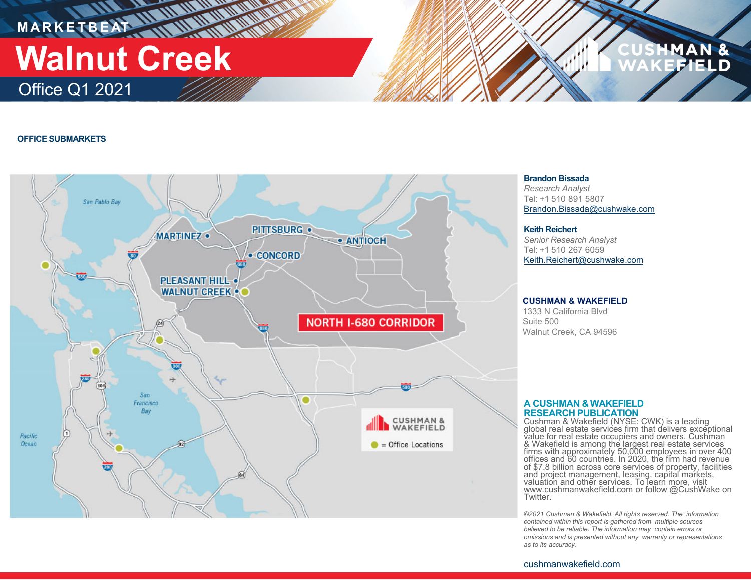MARKETBEAT

# Walnut Creek

Office Q1 2021

### OFFICE SUBMARKETS

MARTINEZ
PITTSBURG
ANTIOCH
CONCORD
PLEASANT HILL
WALNUT CREEK
NORTH I-680 CORRIDOR
San Pablo Bay
San Francisco Bay
Pacific Ocean
CUSHMAN & WAKEFIELD
= Office Locations

**Brandon Bissada**
*Research Analyst*
Tel: +1 510 891 5807
Brandon.Bissada@cushwake.com

**Keith Reichert**
*Senior Research Analyst*
Tel: +1 510 267 6059
Keith.Reichert@cushwake.com

**CUSHMAN & WAKEFIELD**
1333 N California Blvd
Suite 500
Walnut Creek, CA 94596

**A CUSHMAN & WAKEFIELD RESEARCH PUBLICATION**

Cushman & Wakefield (NYSE: CWK) is a leading global real estate services firm that delivers exceptional value for real estate occupiers and owners. Cushman & Wakefield is among the largest real estate services firms with approximately 50,000 employees in over 400 offices and 60 countries. In 2020, the firm had revenue of $7.8 billion across core services of property, facilities and project management, leasing, capital markets, valuation and other services. To learn more, visit www.cushmanwakefield.com or follow @CushWake on Twitter.

*©2021 Cushman & Wakefield. All rights reserved. The information contained within this report is gathered from multiple sources believed to be reliable. The information may contain errors or omissions and is presented without any warranty or representations as to its accuracy.*

cushmanwakefield.com